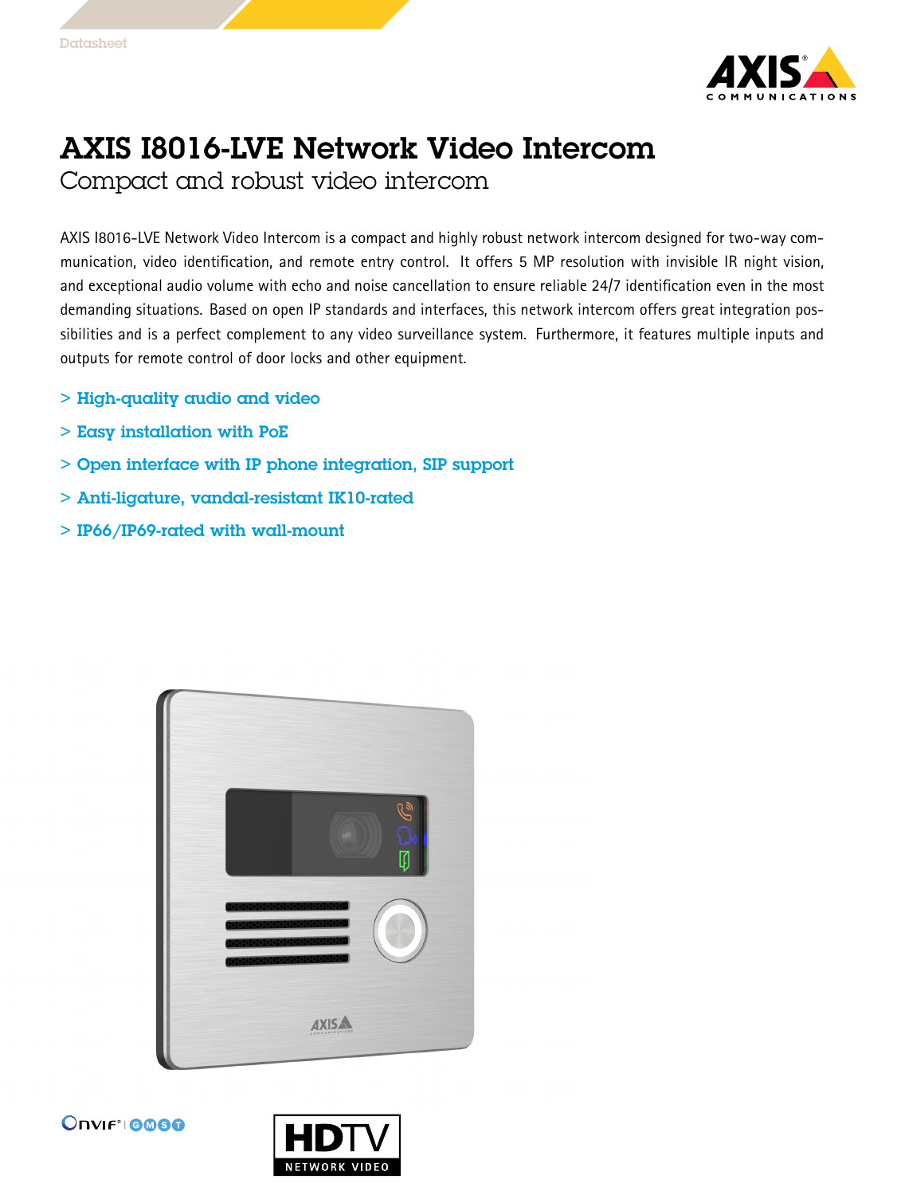# AXIS I8016-LVE Network Video Intercom

## Compact and robust video intercom

AXIS I8016-LVE Network Video Intercom is a compact and highly robust network intercom designed for two-way communication, video identification, and remote entry control. It offers 5 MP resolution with invisible IR night vision, and exceptional audio volume with echo and noise cancellation to ensure reliable 24/7 identification even in the most demanding situations. Based on open IP standards and interfaces, this network intercom offers great integration possibilities and is a perfect complement to any video surveillance system. Furthermore, it features multiple inputs and outputs for remote control of door locks and other equipment.

> High-quality audio and video

> Easy installation with PoE

> Open interface with IP phone integration, SIP support

> Anti-ligature, vandal-resistant IK10-rated

> IP66/IP69-rated with wall-mount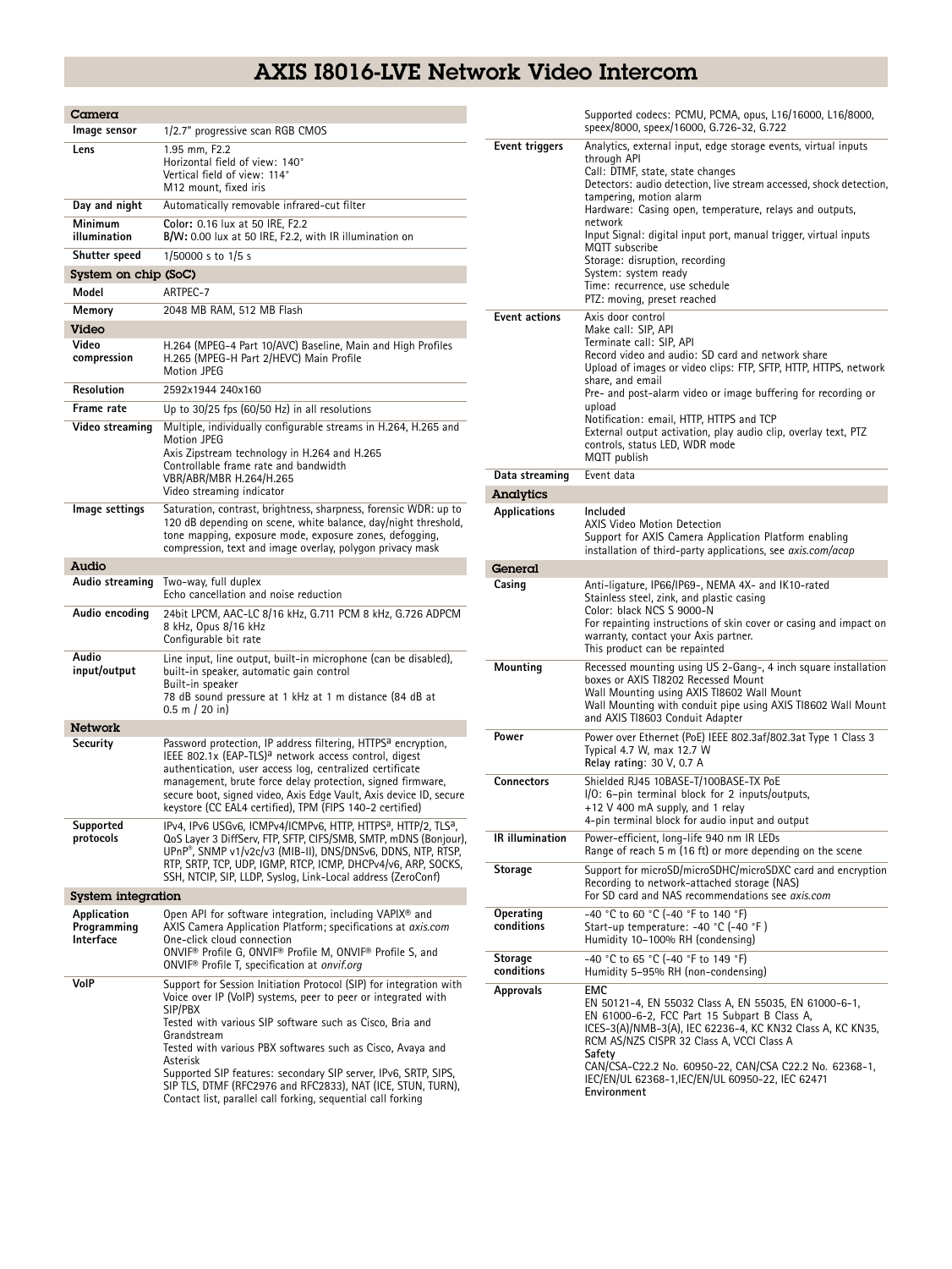# AXIS I8016-LVE Network Video Intercom

## Camera

| | |
|---|---|
| **Image sensor** | 1/2.7" progressive scan RGB CMOS |
| **Lens** | 1.95 mm, F2.2<br>Horizontal field of view: 140°<br>Vertical field of view: 114°<br>M12 mount, fixed iris |
| **Day and night** | Automatically removable infrared-cut filter |
| **Minimum illumination** | **Color:** 0.16 lux at 50 IRE, F2.2<br>**B/W:** 0.00 lux at 50 IRE, F2.2, with IR illumination on |
| **Shutter speed** | 1/50000 s to 1/5 s |

## System on chip (SoC)

| | |
|---|---|
| **Model** | ARTPEC-7 |
| **Memory** | 2048 MB RAM, 512 MB Flash |

## Video

| | |
|---|---|
| **Video compression** | H.264 (MPEG-4 Part 10/AVC) Baseline, Main and High Profiles<br>H.265 (MPEG-H Part 2/HEVC) Main Profile<br>Motion JPEG |
| **Resolution** | 2592x1944 240x160 |
| **Frame rate** | Up to 30/25 fps (60/50 Hz) in all resolutions |
| **Video streaming** | Multiple, individually configurable streams in H.264, H.265 and Motion JPEG<br>Axis Zipstream technology in H.264 and H.265<br>Controllable frame rate and bandwidth<br>VBR/ABR/MBR H.264/H.265<br>Video streaming indicator |
| **Image settings** | Saturation, contrast, brightness, sharpness, forensic WDR: up to 120 dB depending on scene, white balance, day/night threshold, tone mapping, exposure mode, exposure zones, defogging, compression, text and image overlay, polygon privacy mask |

## Audio

| | |
|---|---|
| **Audio streaming** | Two-way, full duplex<br>Echo cancellation and noise reduction |
| **Audio encoding** | 24bit LPCM, AAC-LC 8/16 kHz, G.711 PCM 8 kHz, G.726 ADPCM 8 kHz, Opus 8/16 kHz<br>Configurable bit rate |
| **Audio input/output** | Line input, line output, built-in microphone (can be disabled), built-in speaker, automatic gain control<br>Built-in speaker<br>78 dB sound pressure at 1 kHz at 1 m distance (84 dB at 0.5 m / 20 in) |

## Network

| | |
|---|---|
| **Security** | Password protection, IP address filtering, HTTPS[a] encryption, IEEE 802.1x (EAP-TLS)[a] network access control, digest authentication, user access log, centralized certificate management, brute force delay protection, signed firmware, secure boot, signed video, Axis Edge Vault, Axis device ID, secure keystore (CC EAL4 certified), TPM (FIPS 140-2 certified) |
| **Supported protocols** | IPv4, IPv6 USGv6, ICMPv4/ICMPv6, HTTP, HTTPS[a], HTTP/2, TLS[a], QoS Layer 3 DiffServ, FTP, SFTP, CIFS/SMB, SMTP, mDNS (Bonjour), UPnP®, SNMP v1/v2c/v3 (MIB-II), DNS/DNSv6, DDNS, NTP, RTSP, RTP, SRTP, TCP, UDP, IGMP, RTCP, ICMP, DHCPv4/v6, ARP, SOCKS, SSH, NTCIP, SIP, LLDP, Syslog, Link-Local address (ZeroConf) |

## System integration

| | |
|---|---|
| **Application Programming Interface** | Open API for software integration, including VAPIX® and AXIS Camera Application Platform; specifications at *axis.com*<br>One-click cloud connection<br>ONVIF® Profile G, ONVIF® Profile M, ONVIF® Profile S, and ONVIF® Profile T, specification at *onvif.org* |
| **VoIP** | Support for Session Initiation Protocol (SIP) for integration with Voice over IP (VoIP) systems, peer to peer or integrated with SIP/PBX<br>Tested with various SIP software such as Cisco, Bria and Grandstream<br>Tested with various PBX softwares such as Cisco, Avaya and Asterisk<br>Supported SIP features: secondary SIP server, IPv6, SRTP, SIPS, SIP TLS, DTMF (RFC2976 and RFC2833), NAT (ICE, STUN, TURN), Contact list, parallel call forking, sequential call forking<br>Supported codecs: PCMU, PCMA, opus, L16/16000, L16/8000, speex/8000, speex/16000, G.726-32, G.722 |
| **Event triggers** | Analytics, external input, edge storage events, virtual inputs through API<br>Call: DTMF, state, state changes<br>Detectors: audio detection, live stream accessed, shock detection, tampering, motion alarm<br>Hardware: Casing open, temperature, relays and outputs, network<br>Input Signal: digital input port, manual trigger, virtual inputs<br>MQTT subscribe<br>Storage: disruption, recording<br>System: system ready<br>Time: recurrence, use schedule<br>PTZ: moving, preset reached |
| **Event actions** | Axis door control<br>Make call: SIP, API<br>Terminate call: SIP, API<br>Record video and audio: SD card and network share<br>Upload of images or video clips: FTP, SFTP, HTTP, HTTPS, network share, and email<br>Pre- and post-alarm video or image buffering for recording or upload<br>Notification: email, HTTP, HTTPS and TCP<br>External output activation, play audio clip, overlay text, PTZ controls, status LED, WDR mode<br>MQTT publish |
| **Data streaming** | Event data |

## Analytics

| | |
|---|---|
| **Applications** | Included<br>AXIS Video Motion Detection<br>Support for AXIS Camera Application Platform enabling installation of third-party applications, see *axis.com/acap* |

## General

| | |
|---|---|
| **Casing** | Anti-ligature, IP66/IP69-, NEMA 4X- and IK10-rated<br>Stainless steel, zink, and plastic casing<br>Color: black NCS S 9000-N<br>For repainting instructions of skin cover or casing and impact on warranty, contact your Axis partner.<br>This product can be repainted |
| **Mounting** | Recessed mounting using US 2-Gang-, 4 inch square installation boxes or AXIS TI8202 Recessed Mount<br>Wall Mounting using AXIS TI8602 Wall Mount<br>Wall Mounting with conduit pipe using AXIS TI8602 Wall Mount and AXIS TI8603 Conduit Adapter |
| **Power** | Power over Ethernet (PoE) IEEE 802.3af/802.3at Type 1 Class 3<br>Typical 4.7 W, max 12.7 W<br>**Relay rating**: 30 V, 0.7 A |
| **Connectors** | Shielded RJ45 10BASE-T/100BASE-TX PoE<br>I/O: 6-pin terminal block for 2 inputs/outputs, +12 V 400 mA supply, and 1 relay<br>4-pin terminal block for audio input and output |
| **IR illumination** | Power-efficient, long-life 940 nm IR LEDs<br>Range of reach 5 m (16 ft) or more depending on the scene |
| **Storage** | Support for microSD/microSDHC/microSDXC card and encryption<br>Recording to network-attached storage (NAS)<br>For SD card and NAS recommendations see *axis.com* |
| **Operating conditions** | -40 °C to 60 °C (-40 °F to 140 °F)<br>Start-up temperature: -40 °C (-40 °F )<br>Humidity 10–100% RH (condensing) |
| **Storage conditions** | -40 °C to 65 °C (-40 °F to 149 °F)<br>Humidity 5–95% RH (non-condensing) |
| **Approvals** | **EMC**<br>EN 50121-4, EN 55032 Class A, EN 55035, EN 61000-6-1, EN 61000-6-2, FCC Part 15 Subpart B Class A, ICES-3(A)/NMB-3(A), IEC 62236-4, KC KN32 Class A, KC KN35, RCM AS/NZS CISPR 32 Class A, VCCI Class A<br>**Safety**<br>CAN/CSA-C22.2 No. 60950-22, CAN/CSA C22.2 No. 62368-1, IEC/EN/UL 62368-1,IEC/EN/UL 60950-22, IEC 62471<br>**Environment** |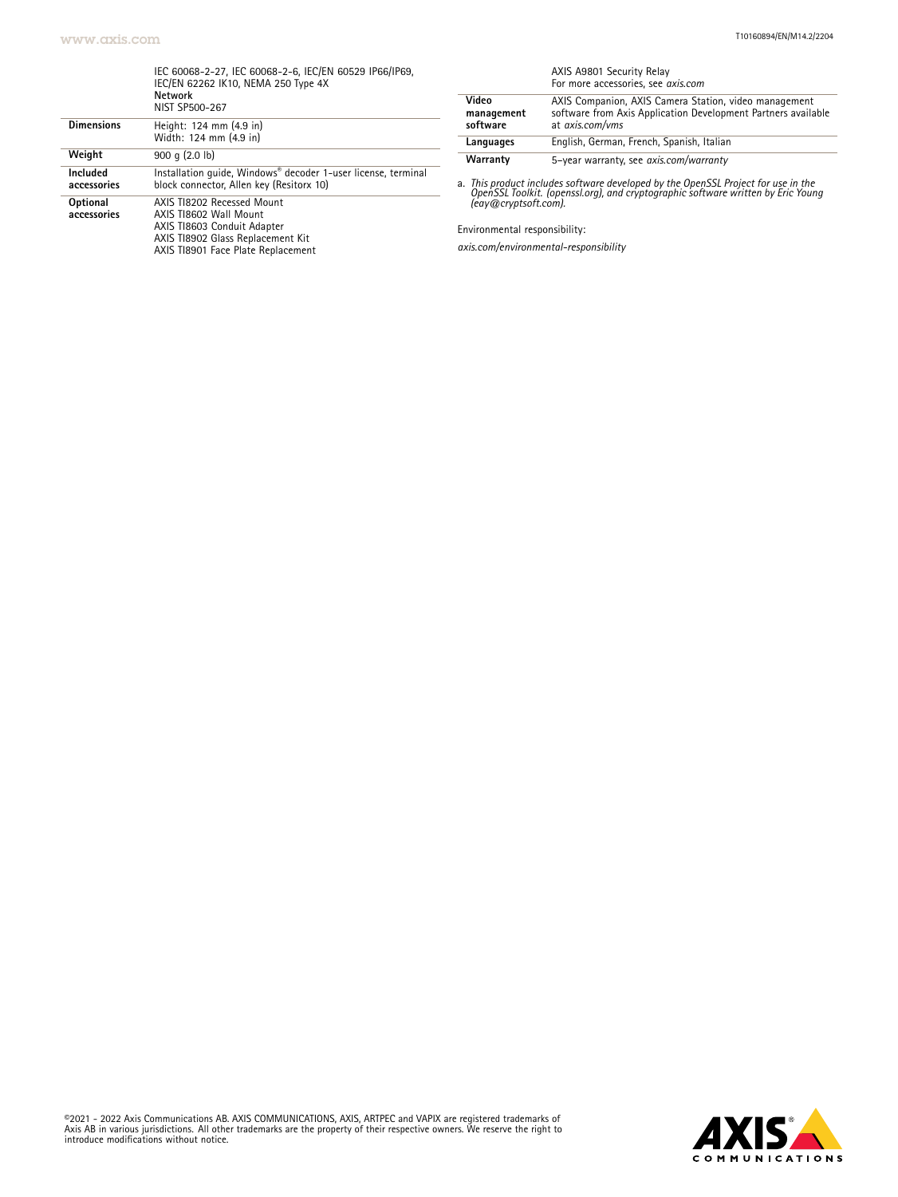| | |
|---|---|
| | IEC 60068-2-27, IEC 60068-2-6, IEC/EN 60529 IP66/IP69, IEC/EN 62262 IK10, NEMA 250 Type 4X<br>**Network**<br>NIST SP500-267 |
| **Dimensions** | Height: 124 mm (4.9 in)<br>Width: 124 mm (4.9 in) |
| **Weight** | 900 g (2.0 lb) |
| **Included accessories** | Installation guide, Windows® decoder 1-user license, terminal block connector, Allen key (Resitorx 10) |
| **Optional accessories** | AXIS TI8202 Recessed Mount<br>AXIS TI8602 Wall Mount<br>AXIS TI8603 Conduit Adapter<br>AXIS TI8902 Glass Replacement Kit<br>AXIS TI8901 Face Plate Replacement<br>AXIS A9801 Security Relay<br>For more accessories, see *axis.com* |
| **Video management software** | AXIS Companion, AXIS Camera Station, video management software from Axis Application Development Partners available at *axis.com/vms* |
| **Languages** | English, German, French, Spanish, Italian |
| **Warranty** | 5-year warranty, see *axis.com/warranty* |

a. *This product includes software developed by the OpenSSL Project for use in the OpenSSL Toolkit. (openssl.org), and cryptographic software written by Eric Young (eay@cryptsoft.com).*

Environmental responsibility:

*axis.com/environmental-responsibility*

©2021 - 2022 Axis Communications AB. AXIS COMMUNICATIONS, AXIS, ARTPEC and VAPIX are registered trademarks of Axis AB in various jurisdictions. All other trademarks are the property of their respective owners. We reserve the right to introduce modifications without notice.